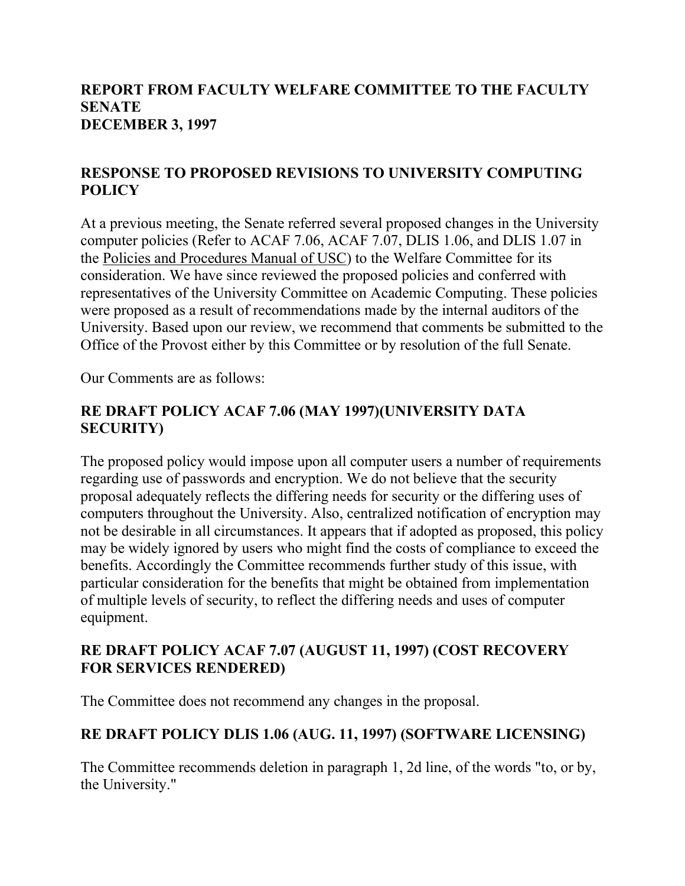## REPORT FROM FACULTY WELFARE COMMITTEE TO THE FACULTY SENATE
## DECEMBER 3, 1997

### RESPONSE TO PROPOSED REVISIONS TO UNIVERSITY COMPUTING POLICY

At a previous meeting, the Senate referred several proposed changes in the University computer policies (Refer to ACAF 7.06, ACAF 7.07, DLIS 1.06, and DLIS 1.07 in the Policies and Procedures Manual of USC) to the Welfare Committee for its consideration. We have since reviewed the proposed policies and conferred with representatives of the University Committee on Academic Computing. These policies were proposed as a result of recommendations made by the internal auditors of the University. Based upon our review, we recommend that comments be submitted to the Office of the Provost either by this Committee or by resolution of the full Senate.

Our Comments are as follows:

### RE DRAFT POLICY ACAF 7.06 (MAY 1997)(UNIVERSITY DATA SECURITY)

The proposed policy would impose upon all computer users a number of requirements regarding use of passwords and encryption. We do not believe that the security proposal adequately reflects the differing needs for security or the differing uses of computers throughout the University. Also, centralized notification of encryption may not be desirable in all circumstances. It appears that if adopted as proposed, this policy may be widely ignored by users who might find the costs of compliance to exceed the benefits. Accordingly the Committee recommends further study of this issue, with particular consideration for the benefits that might be obtained from implementation of multiple levels of security, to reflect the differing needs and uses of computer equipment.

### RE DRAFT POLICY ACAF 7.07 (AUGUST 11, 1997) (COST RECOVERY FOR SERVICES RENDERED)

The Committee does not recommend any changes in the proposal.

### RE DRAFT POLICY DLIS 1.06 (AUG. 11, 1997) (SOFTWARE LICENSING)

The Committee recommends deletion in paragraph 1, 2d line, of the words "to, or by, the University."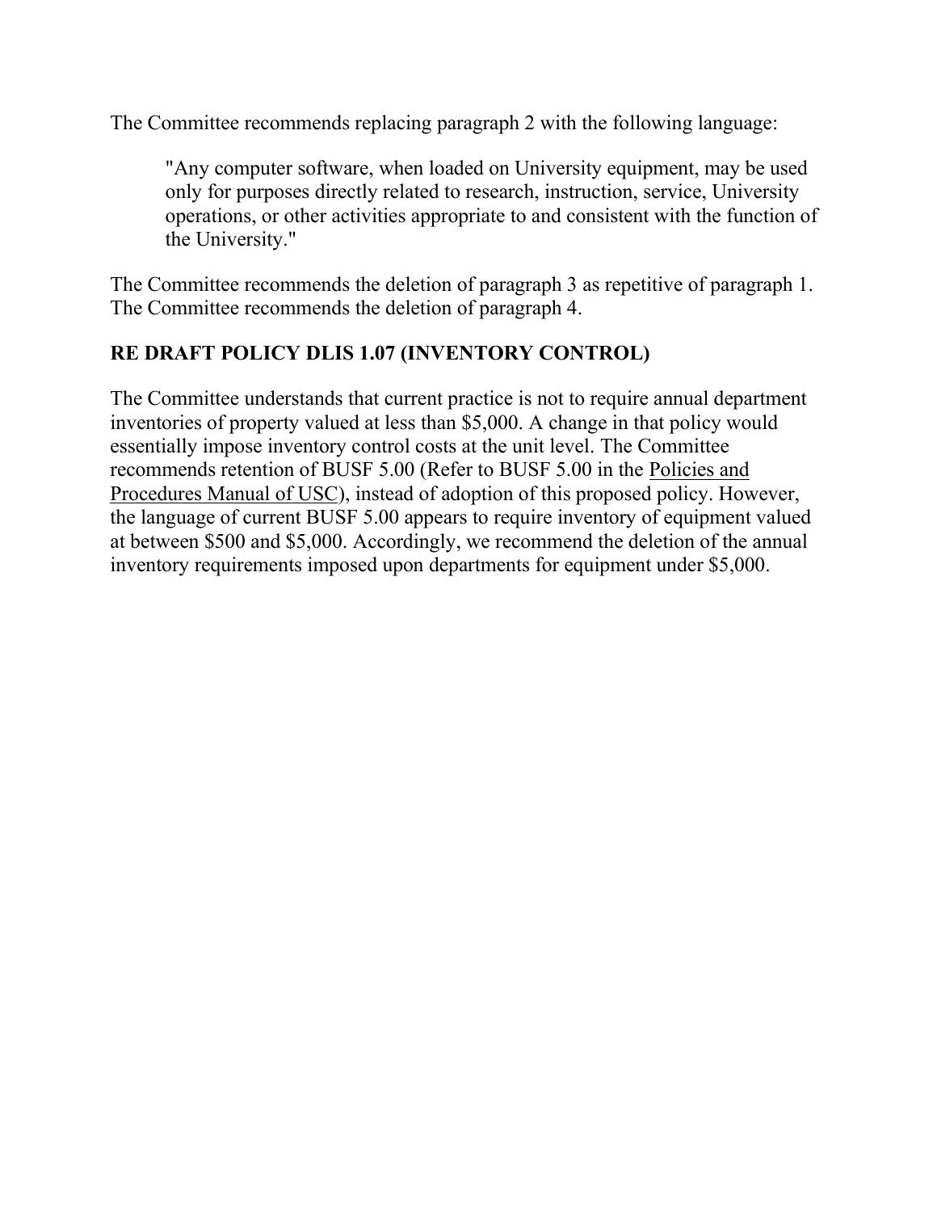The Committee recommends replacing paragraph 2 with the following language:

> "Any computer software, when loaded on University equipment, may be used only for purposes directly related to research, instruction, service, University operations, or other activities appropriate to and consistent with the function of the University."

The Committee recommends the deletion of paragraph 3 as repetitive of paragraph 1. The Committee recommends the deletion of paragraph 4.

**RE DRAFT POLICY DLIS 1.07 (INVENTORY CONTROL)**

The Committee understands that current practice is not to require annual department inventories of property valued at less than $5,000. A change in that policy would essentially impose inventory control costs at the unit level. The Committee recommends retention of BUSF 5.00 (Refer to BUSF 5.00 in the Policies and Procedures Manual of USC), instead of adoption of this proposed policy. However, the language of current BUSF 5.00 appears to require inventory of equipment valued at between $500 and $5,000. Accordingly, we recommend the deletion of the annual inventory requirements imposed upon departments for equipment under $5,000.